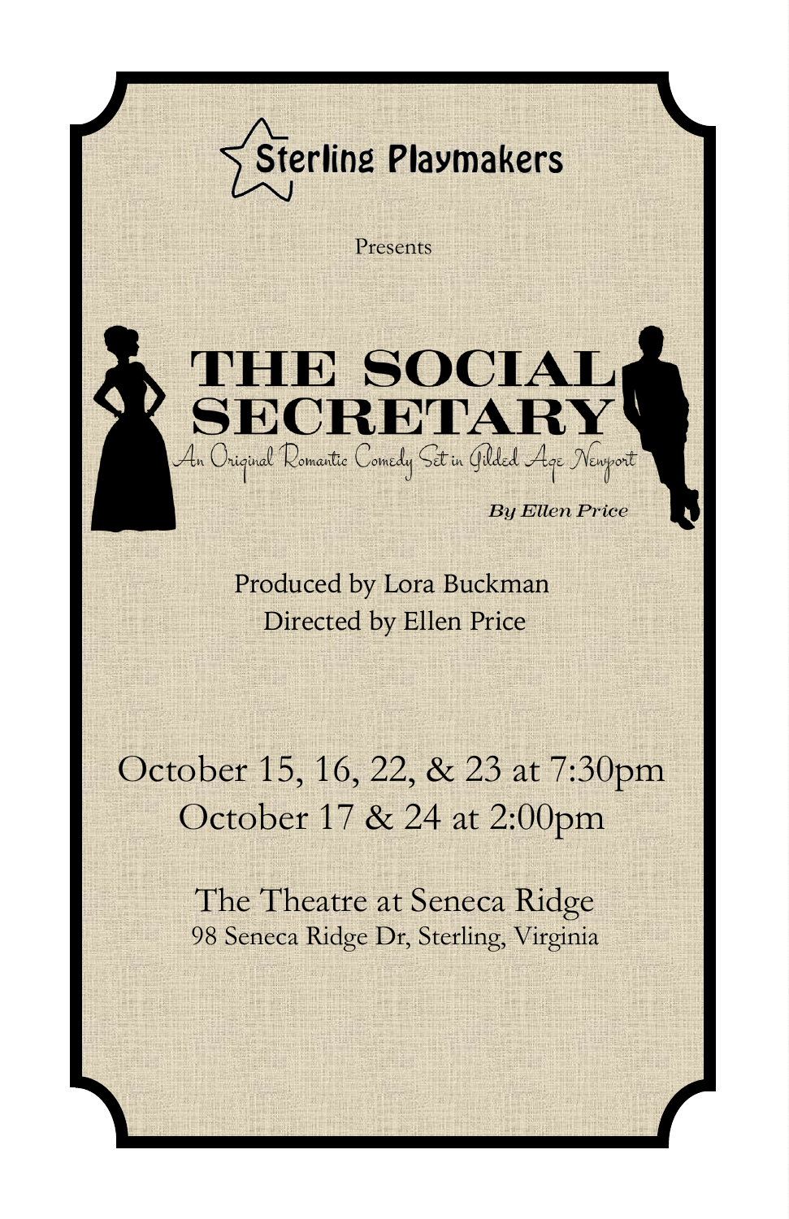Sterling Playmakers

Presents

# THE SOCIAL SECRETARY

*An Original Romantic Comedy Set in Gilded Age Newport*

***By Ellen Price***

Produced by Lora Buckman

Directed by Ellen Price

## October 15, 16, 22, & 23 at 7:30pm
## October 17 & 24 at 2:00pm

The Theatre at Seneca Ridge

98 Seneca Ridge Dr, Sterling, Virginia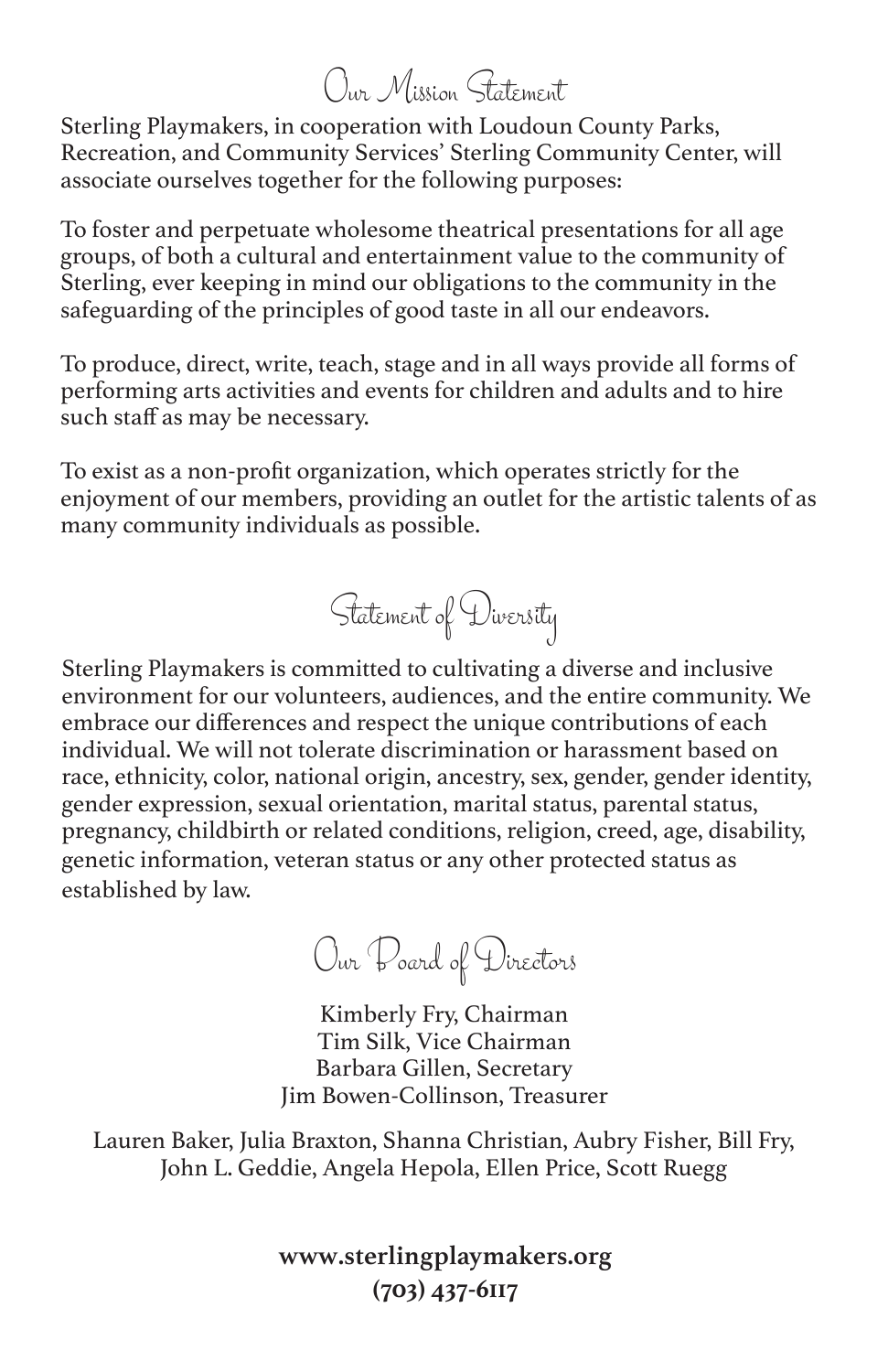## Our Mission Statement

Sterling Playmakers, in cooperation with Loudoun County Parks, Recreation, and Community Services' Sterling Community Center, will associate ourselves together for the following purposes:

To foster and perpetuate wholesome theatrical presentations for all age groups, of both a cultural and entertainment value to the community of Sterling, ever keeping in mind our obligations to the community in the safeguarding of the principles of good taste in all our endeavors.

To produce, direct, write, teach, stage and in all ways provide all forms of performing arts activities and events for children and adults and to hire such staff as may be necessary.

To exist as a non-profit organization, which operates strictly for the enjoyment of our members, providing an outlet for the artistic talents of as many community individuals as possible.

## Statement of Diversity

Sterling Playmakers is committed to cultivating a diverse and inclusive environment for our volunteers, audiences, and the entire community. We embrace our differences and respect the unique contributions of each individual. We will not tolerate discrimination or harassment based on race, ethnicity, color, national origin, ancestry, sex, gender, gender identity, gender expression, sexual orientation, marital status, parental status, pregnancy, childbirth or related conditions, religion, creed, age, disability, genetic information, veteran status or any other protected status as established by law.

## Our Board of Directors

Kimberly Fry, Chairman
Tim Silk, Vice Chairman
Barbara Gillen, Secretary
Jim Bowen-Collinson, Treasurer

Lauren Baker, Julia Braxton, Shanna Christian, Aubry Fisher, Bill Fry, John L. Geddie, Angela Hepola, Ellen Price, Scott Ruegg

**www.sterlingplaymakers.org**
**(703) 437-6117**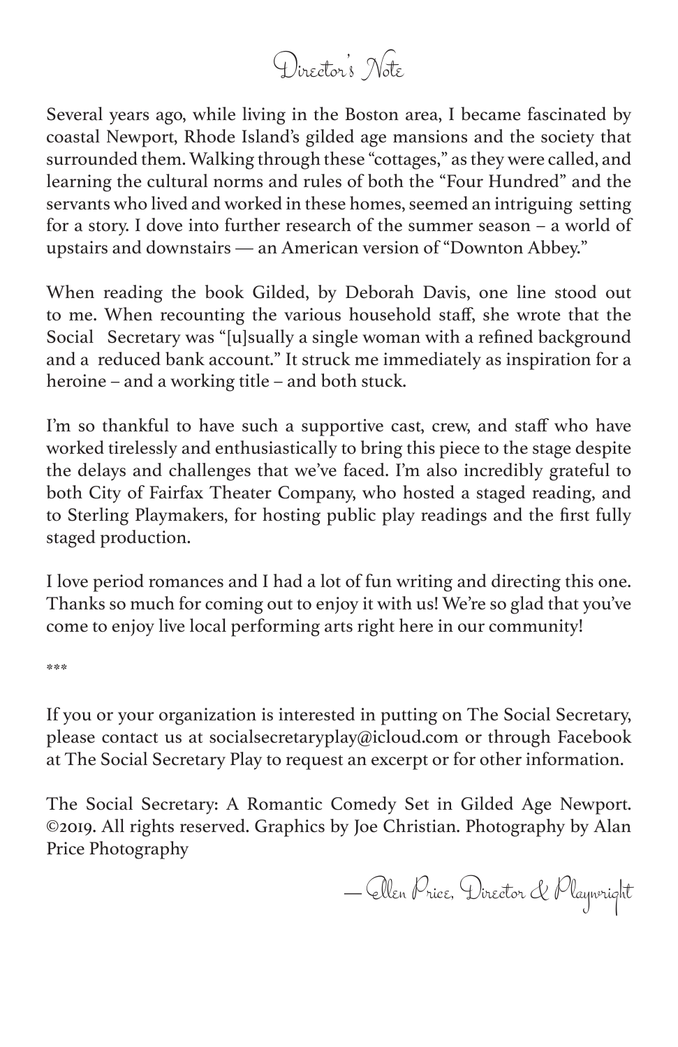# Director's Note

Several years ago, while living in the Boston area, I became fascinated by coastal Newport, Rhode Island's gilded age mansions and the society that surrounded them. Walking through these "cottages," as they were called, and learning the cultural norms and rules of both the "Four Hundred" and the servants who lived and worked in these homes, seemed an intriguing setting for a story. I dove into further research of the summer season – a world of upstairs and downstairs — an American version of "Downton Abbey."

When reading the book Gilded, by Deborah Davis, one line stood out to me. When recounting the various household staff, she wrote that the Social Secretary was "[u]sually a single woman with a refined background and a reduced bank account." It struck me immediately as inspiration for a heroine – and a working title – and both stuck.

I'm so thankful to have such a supportive cast, crew, and staff who have worked tirelessly and enthusiastically to bring this piece to the stage despite the delays and challenges that we've faced. I'm also incredibly grateful to both City of Fairfax Theater Company, who hosted a staged reading, and to Sterling Playmakers, for hosting public play readings and the first fully staged production.

I love period romances and I had a lot of fun writing and directing this one. Thanks so much for coming out to enjoy it with us! We're so glad that you've come to enjoy live local performing arts right here in our community!

***

If you or your organization is interested in putting on The Social Secretary, please contact us at socialsecretaryplay@icloud.com or through Facebook at The Social Secretary Play to request an excerpt or for other information.

The Social Secretary: A Romantic Comedy Set in Gilded Age Newport. ©2019. All rights reserved. Graphics by Joe Christian. Photography by Alan Price Photography

— Ellen Price, Director & Playwright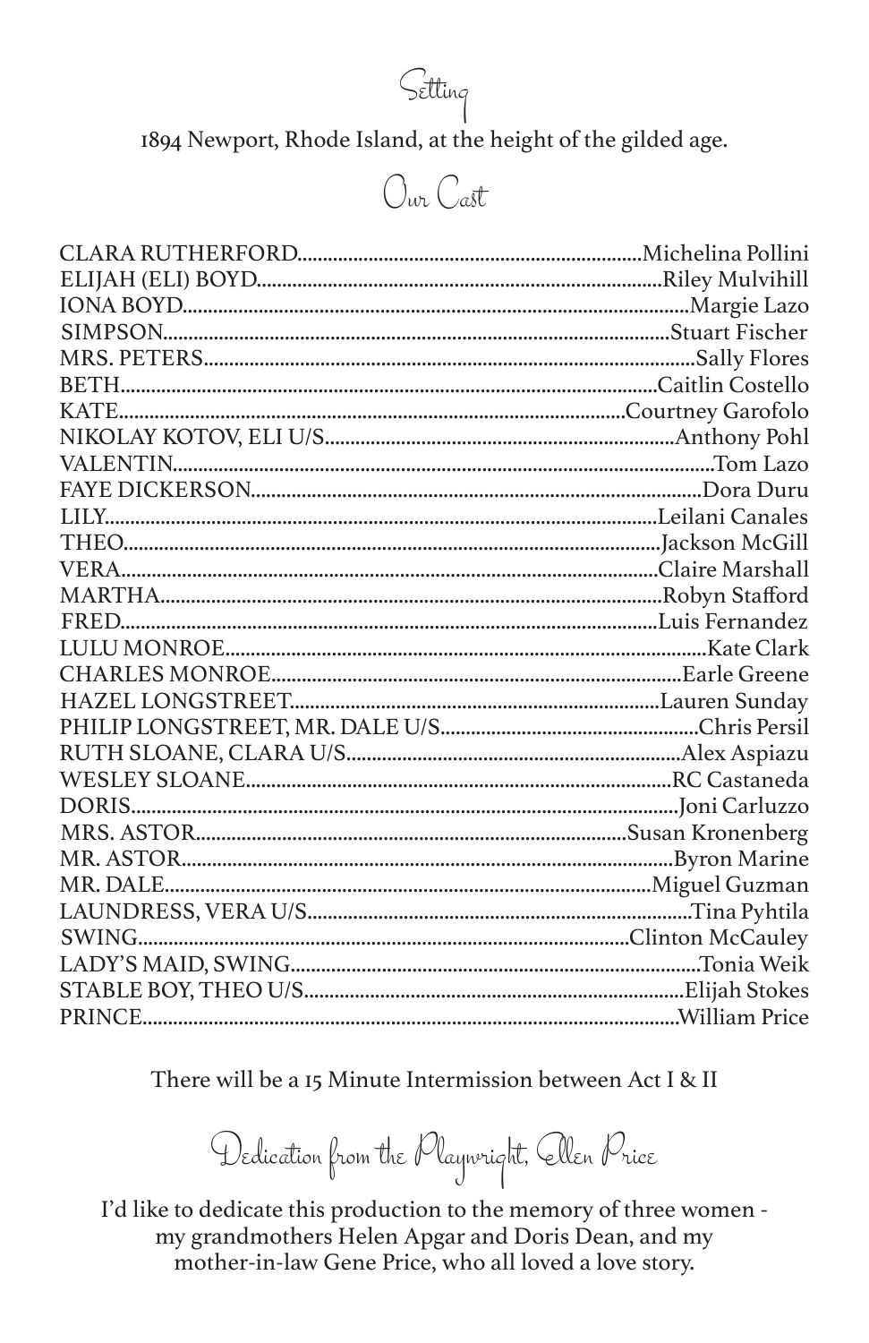## Setting

1894 Newport, Rhode Island, at the height of the gilded age.

## Our Cast

| Role | Actor |
| --- | --- |
| CLARA RUTHERFORD | Michelina Pollini |
| ELIJAH (ELI) BOYD | Riley Mulvihill |
| IONA BOYD | Margie Lazo |
| SIMPSON | Stuart Fischer |
| MRS. PETERS | Sally Flores |
| BETH | Caitlin Costello |
| KATE | Courtney Garofolo |
| NIKOLAY KOTOV, ELI U/S | Anthony Pohl |
| VALENTIN | Tom Lazo |
| FAYE DICKERSON | Dora Duru |
| LILY | Leilani Canales |
| THEO | Jackson McGill |
| VERA | Claire Marshall |
| MARTHA | Robyn Stafford |
| FRED | Luis Fernandez |
| LULU MONROE | Kate Clark |
| CHARLES MONROE | Earle Greene |
| HAZEL LONGSTREET | Lauren Sunday |
| PHILIP LONGSTREET, MR. DALE U/S | Chris Persil |
| RUTH SLOANE, CLARA U/S | Alex Aspiazu |
| WESLEY SLOANE | RC Castaneda |
| DORIS | Joni Carluzzo |
| MRS. ASTOR | Susan Kronenberg |
| MR. ASTOR | Byron Marine |
| MR. DALE | Miguel Guzman |
| LAUNDRESS, VERA U/S | Tina Pyhtila |
| SWING | Clinton McCauley |
| LADY'S MAID, SWING | Tonia Weik |
| STABLE BOY, THEO U/S | Elijah Stokes |
| PRINCE | William Price |

There will be a 15 Minute Intermission between Act I & II

## Dedication from the Playwright, Ellen Price

I'd like to dedicate this production to the memory of three women - my grandmothers Helen Apgar and Doris Dean, and my mother-in-law Gene Price, who all loved a love story.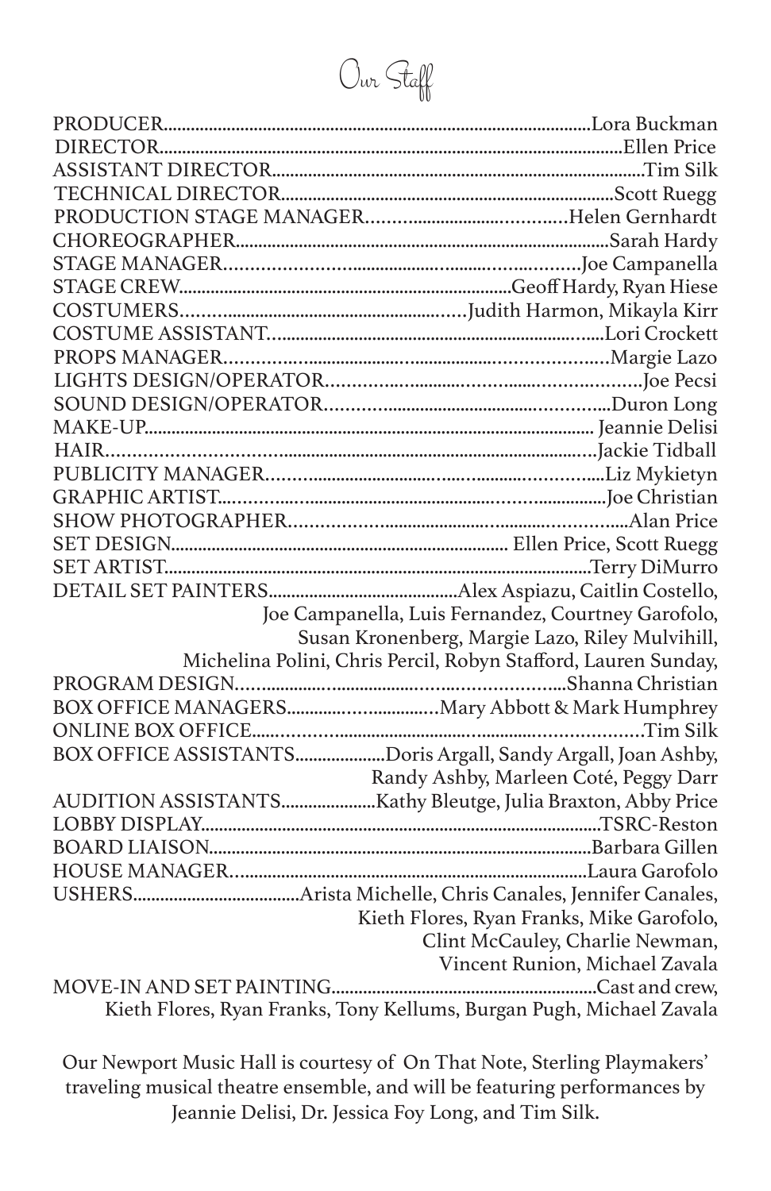# Our Staff

PRODUCER....Lora Buckman
DIRECTOR....Ellen Price
ASSISTANT DIRECTOR....Tim Silk
TECHNICAL DIRECTOR....Scott Ruegg
PRODUCTION STAGE MANAGER....Helen Gernhardt
CHOREOGRAPHER....Sarah Hardy
STAGE MANAGER....Joe Campanella
STAGE CREW....Geoff Hardy, Ryan Hiese
COSTUMERS....Judith Harmon, Mikayla Kirr
COSTUME ASSISTANT....Lori Crockett
PROPS MANAGER....Margie Lazo
LIGHTS DESIGN/OPERATOR....Joe Pecsi
SOUND DESIGN/OPERATOR....Duron Long
MAKE-UP.... Jeannie Delisi
HAIR....Jackie Tidball
PUBLICITY MANAGER....Liz Mykietyn
GRAPHIC ARTIST....Joe Christian
SHOW PHOTOGRAPHER....Alan Price
SET DESIGN.... Ellen Price, Scott Ruegg
SET ARTIST....Terry DiMurro
DETAIL SET PAINTERS....Alex Aspiazu, Caitlin Costello, Joe Campanella, Luis Fernandez, Courtney Garofolo, Susan Kronenberg, Margie Lazo, Riley Mulvihill, Michelina Polini, Chris Percil, Robyn Stafford, Lauren Sunday,
PROGRAM DESIGN....Shanna Christian
BOX OFFICE MANAGERS....Mary Abbott & Mark Humphrey
ONLINE BOX OFFICE....Tim Silk
BOX OFFICE ASSISTANTS....Doris Argall, Sandy Argall, Joan Ashby, Randy Ashby, Marleen Coté, Peggy Darr
AUDITION ASSISTANTS....Kathy Bleutge, Julia Braxton, Abby Price
LOBBY DISPLAY....TSRC-Reston
BOARD LIAISON....Barbara Gillen
HOUSE MANAGER....Laura Garofolo
USHERS....Arista Michelle, Chris Canales, Jennifer Canales, Kieth Flores, Ryan Franks, Mike Garofolo, Clint McCauley, Charlie Newman, Vincent Runion, Michael Zavala
MOVE-IN AND SET PAINTING....Cast and crew, Kieth Flores, Ryan Franks, Tony Kellums, Burgan Pugh, Michael Zavala

Our Newport Music Hall is courtesy of On That Note, Sterling Playmakers' traveling musical theatre ensemble, and will be featuring performances by Jeannie Delisi, Dr. Jessica Foy Long, and Tim Silk.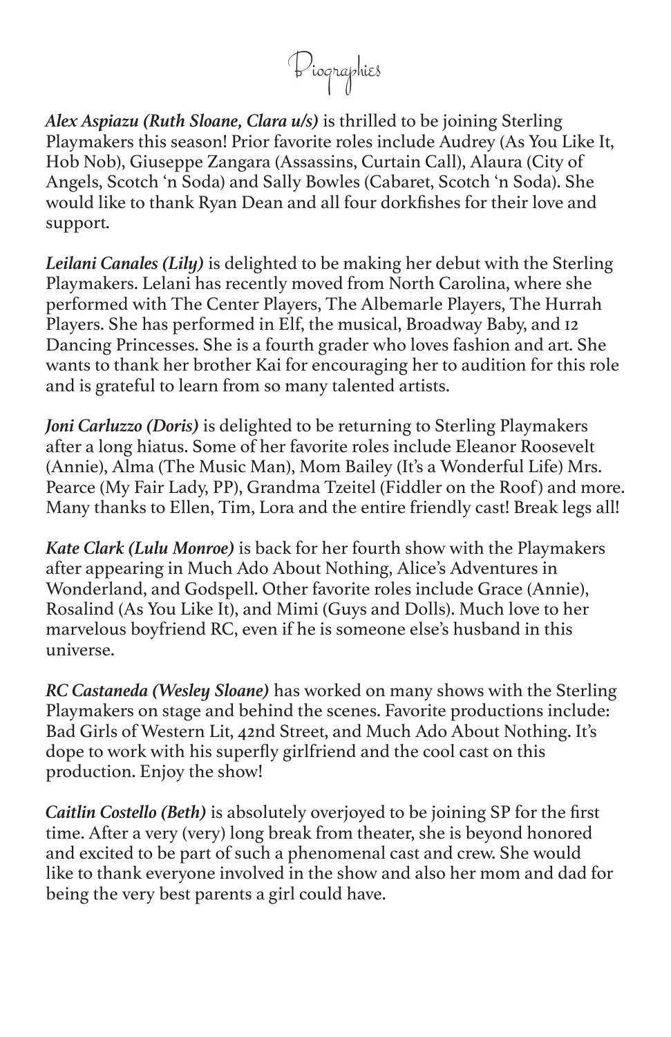# Biographies

***Alex Aspiazu (Ruth Sloane, Clara u/s)*** is thrilled to be joining Sterling Playmakers this season! Prior favorite roles include Audrey (As You Like It, Hob Nob), Giuseppe Zangara (Assassins, Curtain Call), Alaura (City of Angels, Scotch 'n Soda) and Sally Bowles (Cabaret, Scotch 'n Soda). She would like to thank Ryan Dean and all four dorkfishes for their love and support.

***Leilani Canales (Lily)*** is delighted to be making her debut with the Sterling Playmakers. Lelani has recently moved from North Carolina, where she performed with The Center Players, The Albemarle Players, The Hurrah Players. She has performed in Elf, the musical, Broadway Baby, and 12 Dancing Princesses. She is a fourth grader who loves fashion and art. She wants to thank her brother Kai for encouraging her to audition for this role and is grateful to learn from so many talented artists.

***Joni Carluzzo (Doris)*** is delighted to be returning to Sterling Playmakers after a long hiatus. Some of her favorite roles include Eleanor Roosevelt (Annie), Alma (The Music Man), Mom Bailey (It's a Wonderful Life) Mrs. Pearce (My Fair Lady, PP), Grandma Tzeitel (Fiddler on the Roof) and more. Many thanks to Ellen, Tim, Lora and the entire friendly cast! Break legs all!

***Kate Clark (Lulu Monroe)*** is back for her fourth show with the Playmakers after appearing in Much Ado About Nothing, Alice's Adventures in Wonderland, and Godspell. Other favorite roles include Grace (Annie), Rosalind (As You Like It), and Mimi (Guys and Dolls). Much love to her marvelous boyfriend RC, even if he is someone else's husband in this universe.

***RC Castaneda (Wesley Sloane)*** has worked on many shows with the Sterling Playmakers on stage and behind the scenes. Favorite productions include: Bad Girls of Western Lit, 42nd Street, and Much Ado About Nothing. It's dope to work with his superfly girlfriend and the cool cast on this production. Enjoy the show!

***Caitlin Costello (Beth)*** is absolutely overjoyed to be joining SP for the first time. After a very (very) long break from theater, she is beyond honored and excited to be part of such a phenomenal cast and crew. She would like to thank everyone involved in the show and also her mom and dad for being the very best parents a girl could have.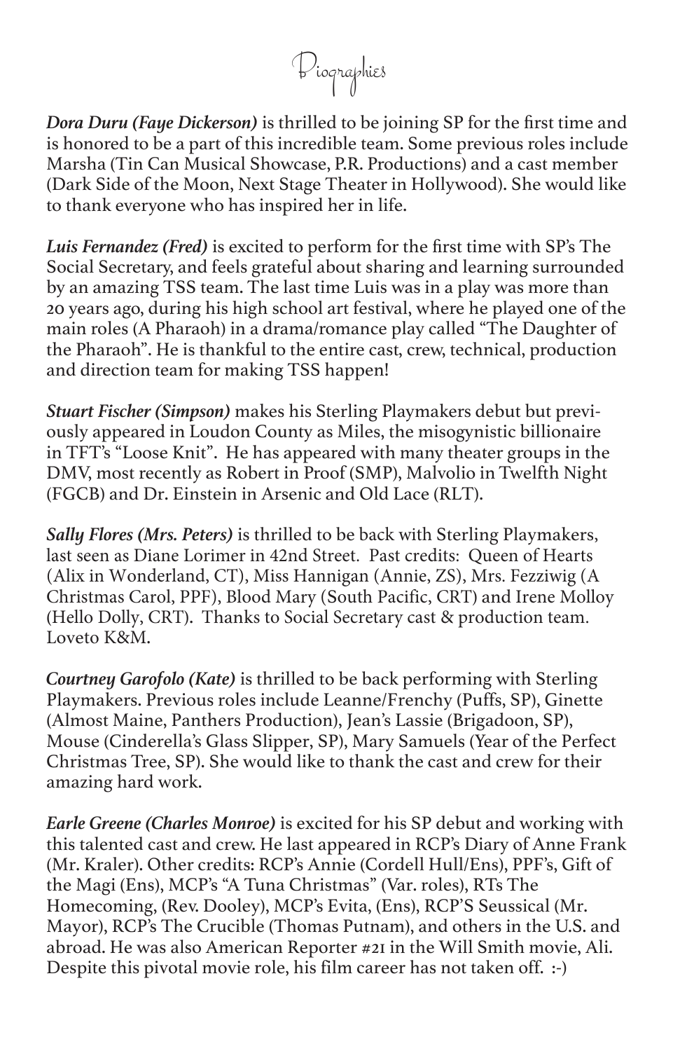# Biographies

***Dora Duru (Faye Dickerson)*** is thrilled to be joining SP for the first time and is honored to be a part of this incredible team. Some previous roles include Marsha (Tin Can Musical Showcase, P.R. Productions) and a cast member (Dark Side of the Moon, Next Stage Theater in Hollywood). She would like to thank everyone who has inspired her in life.

***Luis Fernandez (Fred)*** is excited to perform for the first time with SP's The Social Secretary, and feels grateful about sharing and learning surrounded by an amazing TSS team. The last time Luis was in a play was more than 20 years ago, during his high school art festival, where he played one of the main roles (A Pharaoh) in a drama/romance play called "The Daughter of the Pharaoh". He is thankful to the entire cast, crew, technical, production and direction team for making TSS happen!

***Stuart Fischer (Simpson)*** makes his Sterling Playmakers debut but previously appeared in Loudon County as Miles, the misogynistic billionaire in TFT's "Loose Knit". He has appeared with many theater groups in the DMV, most recently as Robert in Proof (SMP), Malvolio in Twelfth Night (FGCB) and Dr. Einstein in Arsenic and Old Lace (RLT).

***Sally Flores (Mrs. Peters)*** is thrilled to be back with Sterling Playmakers, last seen as Diane Lorimer in 42nd Street. Past credits: Queen of Hearts (Alix in Wonderland, CT), Miss Hannigan (Annie, ZS), Mrs. Fezziwig (A Christmas Carol, PPF), Blood Mary (South Pacific, CRT) and Irene Molloy (Hello Dolly, CRT). Thanks to Social Secretary cast & production team. Loveto K&M.

***Courtney Garofolo (Kate)*** is thrilled to be back performing with Sterling Playmakers. Previous roles include Leanne/Frenchy (Puffs, SP), Ginette (Almost Maine, Panthers Production), Jean's Lassie (Brigadoon, SP), Mouse (Cinderella's Glass Slipper, SP), Mary Samuels (Year of the Perfect Christmas Tree, SP). She would like to thank the cast and crew for their amazing hard work.

***Earle Greene (Charles Monroe)*** is excited for his SP debut and working with this talented cast and crew. He last appeared in RCP's Diary of Anne Frank (Mr. Kraler). Other credits: RCP's Annie (Cordell Hull/Ens), PPF's, Gift of the Magi (Ens), MCP's "A Tuna Christmas" (Var. roles), RTs The Homecoming, (Rev. Dooley), MCP's Evita, (Ens), RCP'S Seussical (Mr. Mayor), RCP's The Crucible (Thomas Putnam), and others in the U.S. and abroad. He was also American Reporter #21 in the Will Smith movie, Ali. Despite this pivotal movie role, his film career has not taken off. :-)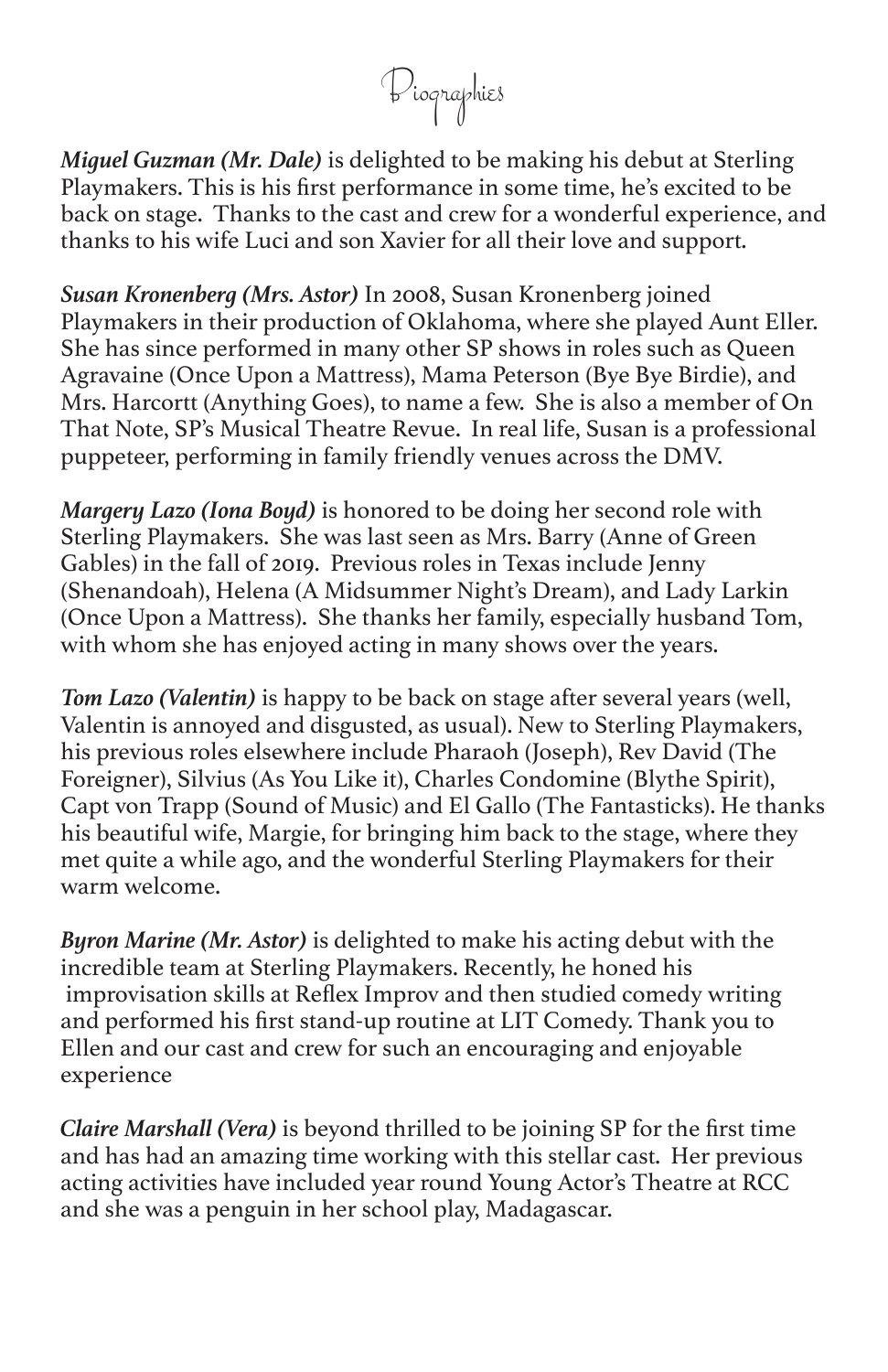# Biographies

***Miguel Guzman (Mr. Dale)*** is delighted to be making his debut at Sterling Playmakers. This is his first performance in some time, he's excited to be back on stage. Thanks to the cast and crew for a wonderful experience, and thanks to his wife Luci and son Xavier for all their love and support.

***Susan Kronenberg (Mrs. Astor)*** In 2008, Susan Kronenberg joined Playmakers in their production of Oklahoma, where she played Aunt Eller. She has since performed in many other SP shows in roles such as Queen Agravaine (Once Upon a Mattress), Mama Peterson (Bye Bye Birdie), and Mrs. Harcortt (Anything Goes), to name a few. She is also a member of On That Note, SP's Musical Theatre Revue. In real life, Susan is a professional puppeteer, performing in family friendly venues across the DMV.

***Margery Lazo (Iona Boyd)*** is honored to be doing her second role with Sterling Playmakers. She was last seen as Mrs. Barry (Anne of Green Gables) in the fall of 2019. Previous roles in Texas include Jenny (Shenandoah), Helena (A Midsummer Night's Dream), and Lady Larkin (Once Upon a Mattress). She thanks her family, especially husband Tom, with whom she has enjoyed acting in many shows over the years.

***Tom Lazo (Valentin)*** is happy to be back on stage after several years (well, Valentin is annoyed and disgusted, as usual). New to Sterling Playmakers, his previous roles elsewhere include Pharaoh (Joseph), Rev David (The Foreigner), Silvius (As You Like it), Charles Condomine (Blythe Spirit), Capt von Trapp (Sound of Music) and El Gallo (The Fantasticks). He thanks his beautiful wife, Margie, for bringing him back to the stage, where they met quite a while ago, and the wonderful Sterling Playmakers for their warm welcome.

***Byron Marine (Mr. Astor)*** is delighted to make his acting debut with the incredible team at Sterling Playmakers. Recently, he honed his improvisation skills at Reflex Improv and then studied comedy writing and performed his first stand-up routine at LIT Comedy. Thank you to Ellen and our cast and crew for such an encouraging and enjoyable experience

***Claire Marshall (Vera)*** is beyond thrilled to be joining SP for the first time and has had an amazing time working with this stellar cast. Her previous acting activities have included year round Young Actor's Theatre at RCC and she was a penguin in her school play, Madagascar.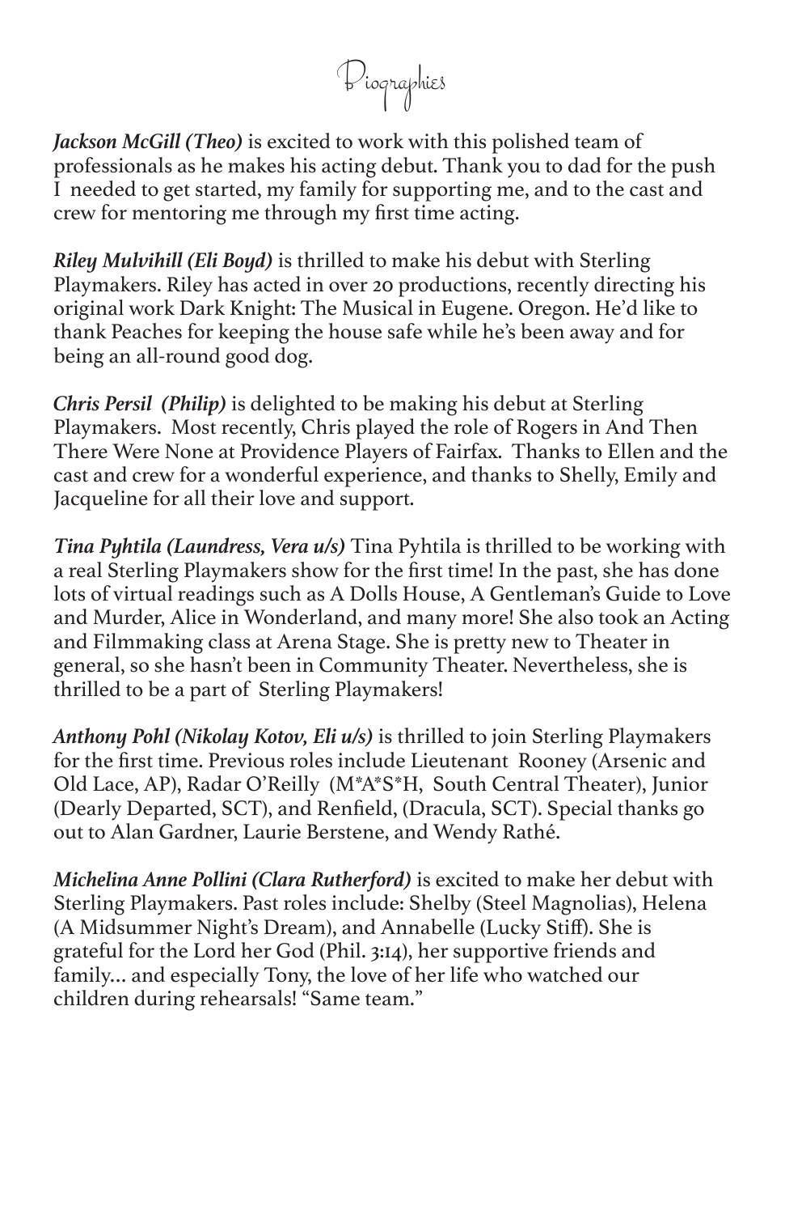# Biographies

***Jackson McGill (Theo)*** is excited to work with this polished team of professionals as he makes his acting debut. Thank you to dad for the push I needed to get started, my family for supporting me, and to the cast and crew for mentoring me through my first time acting.

***Riley Mulvihill (Eli Boyd)*** is thrilled to make his debut with Sterling Playmakers. Riley has acted in over 20 productions, recently directing his original work Dark Knight: The Musical in Eugene. Oregon. He'd like to thank Peaches for keeping the house safe while he's been away and for being an all-round good dog.

***Chris Persil (Philip)*** is delighted to be making his debut at Sterling Playmakers. Most recently, Chris played the role of Rogers in And Then There Were None at Providence Players of Fairfax. Thanks to Ellen and the cast and crew for a wonderful experience, and thanks to Shelly, Emily and Jacqueline for all their love and support.

***Tina Pyhtila (Laundress, Vera u/s)*** Tina Pyhtila is thrilled to be working with a real Sterling Playmakers show for the first time! In the past, she has done lots of virtual readings such as A Dolls House, A Gentleman's Guide to Love and Murder, Alice in Wonderland, and many more! She also took an Acting and Filmmaking class at Arena Stage. She is pretty new to Theater in general, so she hasn't been in Community Theater. Nevertheless, she is thrilled to be a part of Sterling Playmakers!

***Anthony Pohl (Nikolay Kotov, Eli u/s)*** is thrilled to join Sterling Playmakers for the first time. Previous roles include Lieutenant Rooney (Arsenic and Old Lace, AP), Radar O'Reilly (M*A*S*H, South Central Theater), Junior (Dearly Departed, SCT), and Renfield, (Dracula, SCT). Special thanks go out to Alan Gardner, Laurie Berstene, and Wendy Rathé.

***Michelina Anne Pollini (Clara Rutherford)*** is excited to make her debut with Sterling Playmakers. Past roles include: Shelby (Steel Magnolias), Helena (A Midsummer Night's Dream), and Annabelle (Lucky Stiff). She is grateful for the Lord her God (Phil. 3:14), her supportive friends and family... and especially Tony, the love of her life who watched our children during rehearsals! "Same team."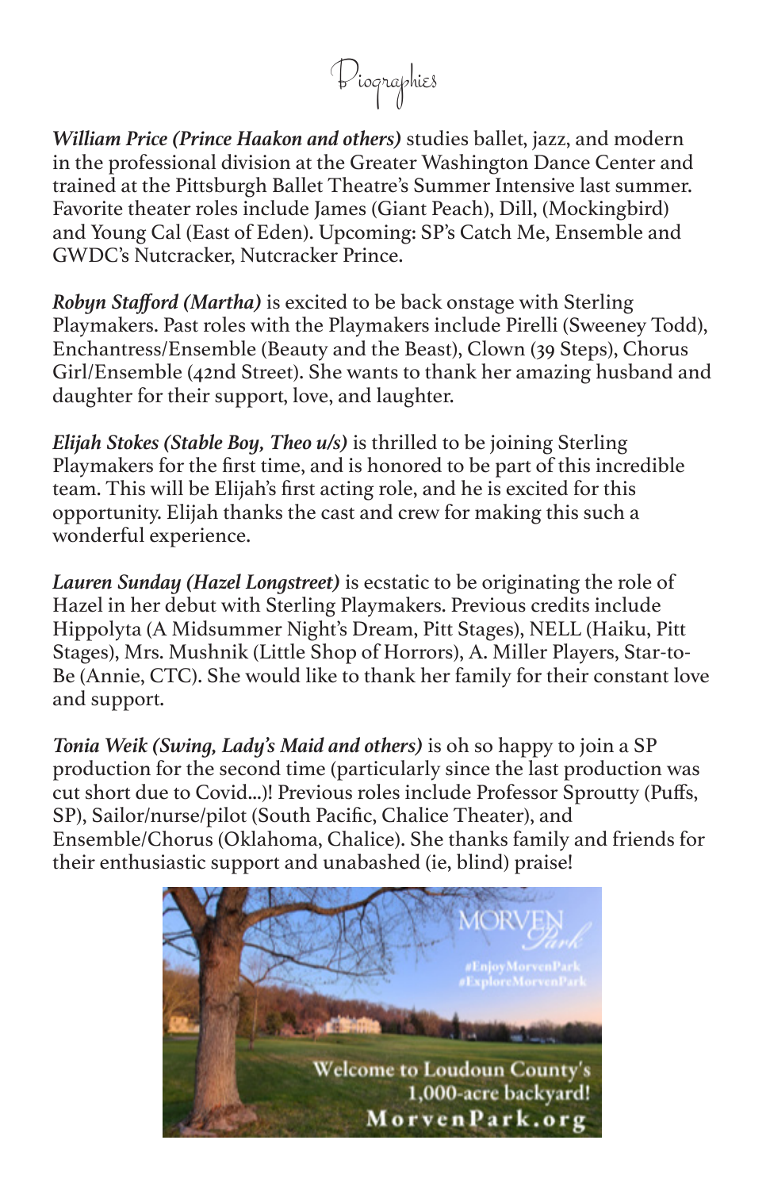# Biographies

***William Price (Prince Haakon and others)*** studies ballet, jazz, and modern in the professional division at the Greater Washington Dance Center and trained at the Pittsburgh Ballet Theatre's Summer Intensive last summer. Favorite theater roles include James (Giant Peach), Dill, (Mockingbird) and Young Cal (East of Eden). Upcoming: SP's Catch Me, Ensemble and GWDC's Nutcracker, Nutcracker Prince.

***Robyn Stafford (Martha)*** is excited to be back onstage with Sterling Playmakers. Past roles with the Playmakers include Pirelli (Sweeney Todd), Enchantress/Ensemble (Beauty and the Beast), Clown (39 Steps), Chorus Girl/Ensemble (42nd Street). She wants to thank her amazing husband and daughter for their support, love, and laughter.

***Elijah Stokes (Stable Boy, Theo u/s)*** is thrilled to be joining Sterling Playmakers for the first time, and is honored to be part of this incredible team. This will be Elijah's first acting role, and he is excited for this opportunity. Elijah thanks the cast and crew for making this such a wonderful experience.

***Lauren Sunday (Hazel Longstreet)*** is ecstatic to be originating the role of Hazel in her debut with Sterling Playmakers. Previous credits include Hippolyta (A Midsummer Night's Dream, Pitt Stages), NELL (Haiku, Pitt Stages), Mrs. Mushnik (Little Shop of Horrors), A. Miller Players, Star-to-Be (Annie, CTC). She would like to thank her family for their constant love and support.

***Tonia Weik (Swing, Lady's Maid and others)*** is oh so happy to join a SP production for the second time (particularly since the last production was cut short due to Covid...)! Previous roles include Professor Sproutty (Puffs, SP), Sailor/nurse/pilot (South Pacific, Chalice Theater), and Ensemble/Chorus (Oklahoma, Chalice). She thanks family and friends for their enthusiastic support and unabashed (ie, blind) praise!

MORVEN Park
#EnjoyMorvenPark
#ExploreMorvenPark

Welcome to Loudoun County's 1,000-acre backyard!
MorvenPark.org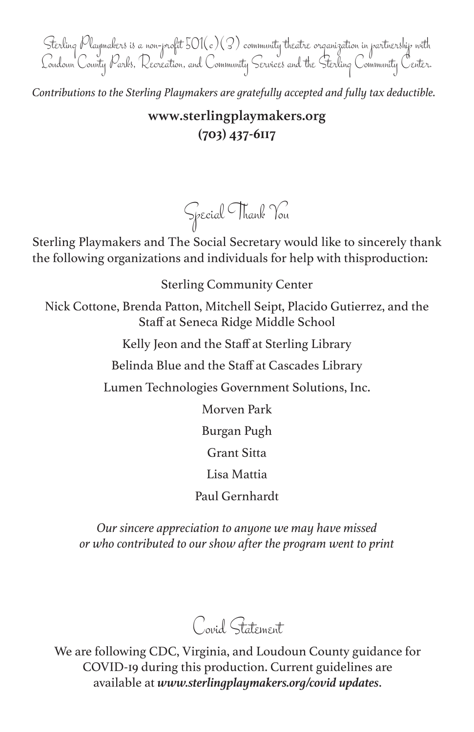Sterling Playmakers is a non-profit 501(c)(3) community theatre organization in partnership with Loudoun County Parks, Recreation, and Community Services and the Sterling Community Center.

*Contributions to the Sterling Playmakers are gratefully accepted and fully tax deductible.*

**www.sterlingplaymakers.org**
**(703) 437-6117**

## Special Thank You

Sterling Playmakers and The Social Secretary would like to sincerely thank the following organizations and individuals for help with thisproduction:

Sterling Community Center

Nick Cottone, Brenda Patton, Mitchell Seipt, Placido Gutierrez, and the Staff at Seneca Ridge Middle School

Kelly Jeon and the Staff at Sterling Library

Belinda Blue and the Staff at Cascades Library

Lumen Technologies Government Solutions, Inc.

Morven Park

Burgan Pugh

Grant Sitta

Lisa Mattia

Paul Gernhardt

*Our sincere appreciation to anyone we may have missed or who contributed to our show after the program went to print*

## Covid Statement

We are following CDC, Virginia, and Loudoun County guidance for COVID-19 during this production. Current guidelines are available at ***www.sterlingplaymakers.org/covid updates***.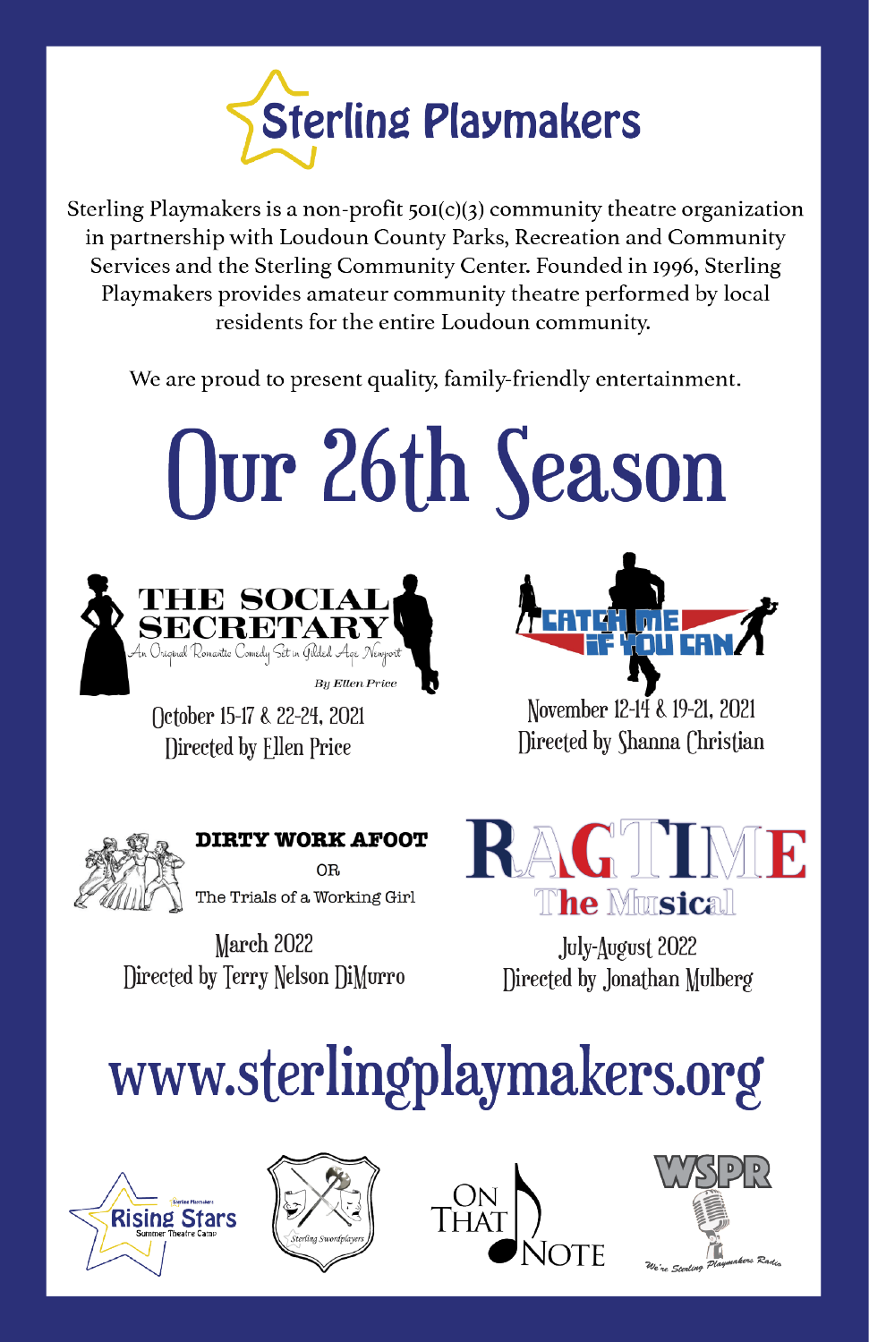# Sterling Playmakers

Sterling Playmakers is a non-profit 501(c)(3) community theatre organization in partnership with Loudoun County Parks, Recreation and Community Services and the Sterling Community Center. Founded in 1996, Sterling Playmakers provides amateur community theatre performed by local residents for the entire Loudoun community.

We are proud to present quality, family-friendly entertainment.

# Our 26th Season

## THE SOCIAL SECRETARY

*An Original Romantic Comedy Set in Gilded Age Newport*

*By Ellen Price*

October 15-17 & 22-24, 2021
Directed by Ellen Price

## CATCH ME IF YOU CAN

November 12-14 & 19-21, 2021
Directed by Shanna Christian

## DIRTY WORK AFOOT

OR

The Trials of a Working Girl

March 2022
Directed by Terry Nelson DiMurro

## RAGTIME

The Musical

July-August 2022
Directed by Jonathan Mulberg

# www.sterlingplaymakers.org

Sterling Playmakers Rising Stars Summer Theatre Camp

Sterling Swordplayers

On That Note

WSPR — We're Sterling Playmakers Radio